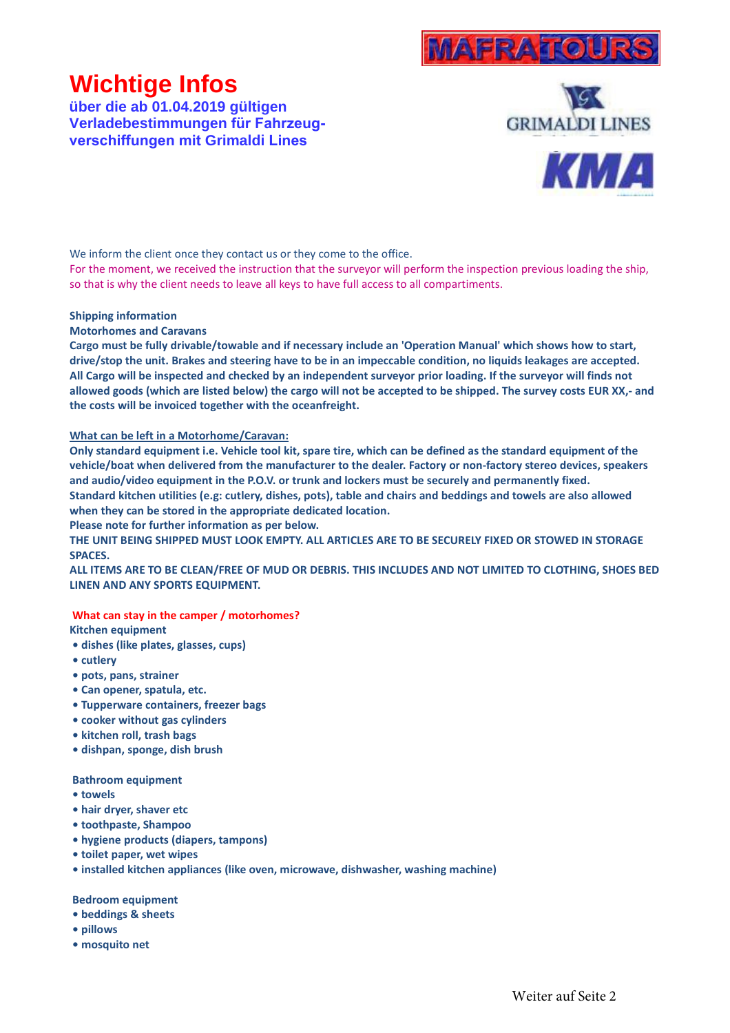# Wichtige Infos

**über die ab 01.04.2019 gültigen Verladebestimmungen für Fahrzeug-verschiffungen mit Grimaldi Lines**

We inform the client once they contact us or they come to the office.
For the moment, we received the instruction that the surveyor will perform the inspection previous loading the ship, so that is why the client needs to leave all keys to have full access to all compartiments.

**Shipping information**
**Motorhomes and Caravans**
**Cargo must be fully drivable/towable and if necessary include an 'Operation Manual' which shows how to start, drive/stop the unit. Brakes and steering have to be in an impeccable condition, no liquids leakages are accepted. All Cargo will be inspected and checked by an independent surveyor prior loading. If the surveyor will finds not allowed goods (which are listed below) the cargo will not be accepted to be shipped. The survey costs EUR XX,- and the costs will be invoiced together with the oceanfreight.**

**What can be left in a Motorhome/Caravan:**
**Only standard equipment i.e. Vehicle tool kit, spare tire, which can be defined as the standard equipment of the vehicle/boat when delivered from the manufacturer to the dealer. Factory or non-factory stereo devices, speakers and audio/video equipment in the P.O.V. or trunk and lockers must be securely and permanently fixed.**
**Standard kitchen utilities (e.g: cutlery, dishes, pots), table and chairs and beddings and towels are also allowed when they can be stored in the appropriate dedicated location.**
**Please note for further information as per below.**
**THE UNIT BEING SHIPPED MUST LOOK EMPTY. ALL ARTICLES ARE TO BE SECURELY FIXED OR STOWED IN STORAGE SPACES.**
**ALL ITEMS ARE TO BE CLEAN/FREE OF MUD OR DEBRIS. THIS INCLUDES AND NOT LIMITED TO CLOTHING, SHOES BED LINEN AND ANY SPORTS EQUIPMENT.**

**What can stay in the camper / motorhomes?**

**Kitchen equipment**
- dishes (like plates, glasses, cups)
- cutlery
- pots, pans, strainer
- Can opener, spatula, etc.
- Tupperware containers, freezer bags
- cooker without gas cylinders
- kitchen roll, trash bags
- dishpan, sponge, dish brush

**Bathroom equipment**
- towels
- hair dryer, shaver etc
- toothpaste, Shampoo
- hygiene products (diapers, tampons)
- toilet paper, wet wipes
- installed kitchen appliances (like oven, microwave, dishwasher, washing machine)

**Bedroom equipment**
- beddings & sheets
- pillows
- mosquito net

Weiter auf Seite 2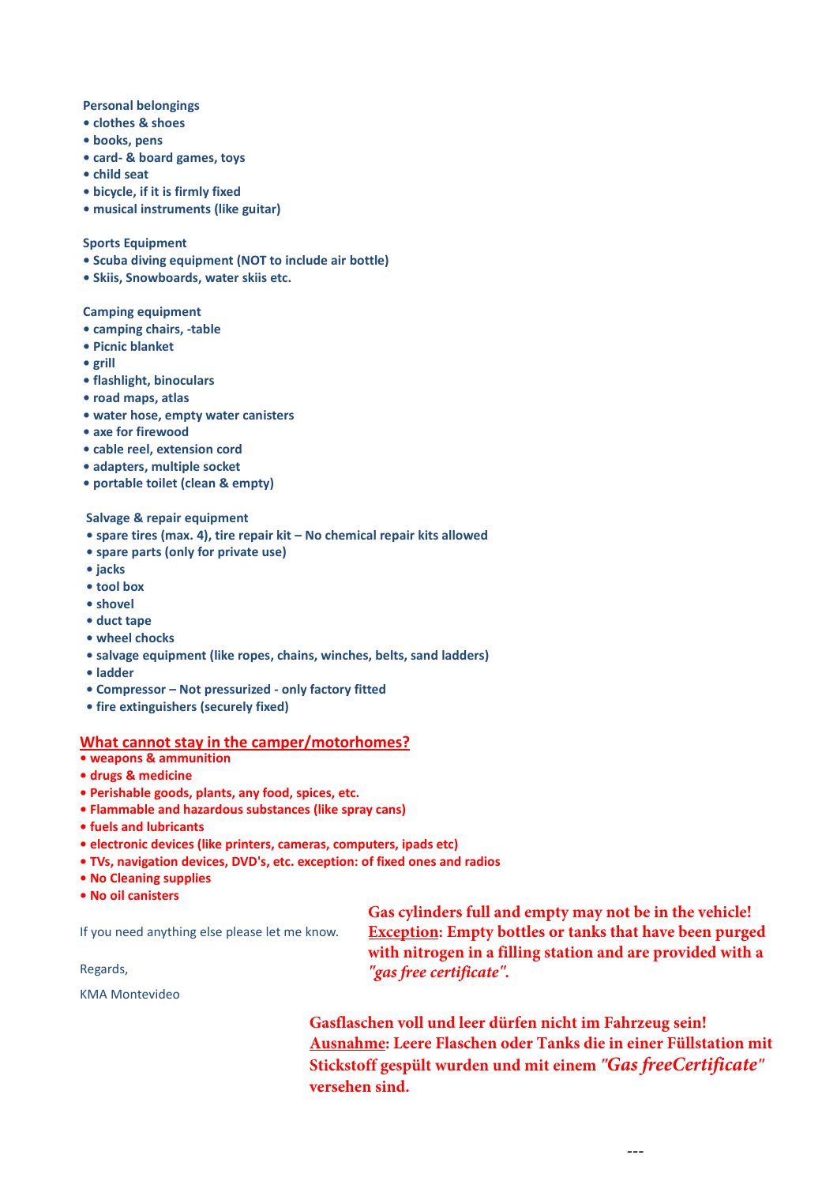**Personal belongings**

- **clothes & shoes**
- **books, pens**
- **card- & board games, toys**
- **child seat**
- **bicycle, if it is firmly fixed**
- **musical instruments (like guitar)**

**Sports Equipment**

- **Scuba diving equipment (NOT to include air bottle)**
- **Skiis, Snowboards, water skiis etc.**

**Camping equipment**

- **camping chairs, -table**
- **Picnic blanket**
- **grill**
- **flashlight, binoculars**
- **road maps, atlas**
- **water hose, empty water canisters**
- **axe for firewood**
- **cable reel, extension cord**
- **adapters, multiple socket**
- **portable toilet (clean & empty)**

**Salvage & repair equipment**

- **spare tires (max. 4), tire repair kit – No chemical repair kits allowed**
- **spare parts (only for private use)**
- **jacks**
- **tool box**
- **shovel**
- **duct tape**
- **wheel chocks**
- **salvage equipment (like ropes, chains, winches, belts, sand ladders)**
- **ladder**
- **Compressor – Not pressurized - only factory fitted**
- **fire extinguishers (securely fixed)**

## What cannot stay in the camper/motorhomes?

- **weapons & ammunition**
- **drugs & medicine**
- **Perishable goods, plants, any food, spices, etc.**
- **Flammable and hazardous substances (like spray cans)**
- **fuels and lubricants**
- **electronic devices (like printers, cameras, computers, ipads etc)**
- **TVs, navigation devices, DVD's, etc. exception: of fixed ones and radios**
- **No Cleaning supplies**
- **No oil canisters**

**Gas cylinders full and empty may not be in the vehicle!**
**Exception: Empty bottles or tanks that have been purged with nitrogen in a filling station and are provided with a *"gas free certificate"*.**

If you need anything else please let me know.

Regards,

KMA Montevideo

**Gasflaschen voll und leer dürfen nicht im Fahrzeug sein!**
**Ausnahme: Leere Flaschen oder Tanks die in einer Füllstation mit Stickstoff gespült wurden und mit einem *"Gas freeCertificate"* versehen sind.**

---